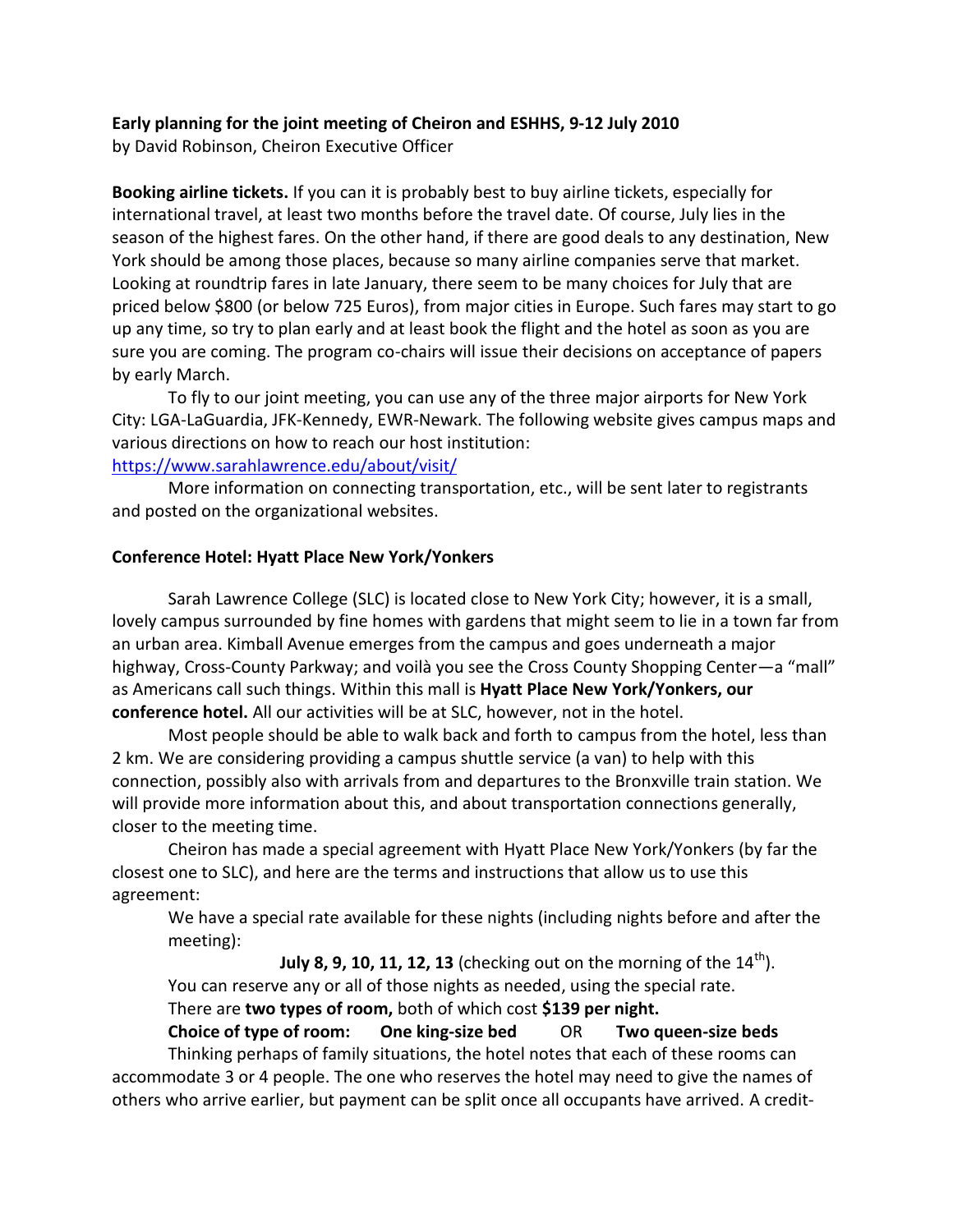**Early planning for the joint meeting of Cheiron and ESHHS, 9-12 July 2010**

by David Robinson, Cheiron Executive Officer

**Booking airline tickets.** If you can it is probably best to buy airline tickets, especially for international travel, at least two months before the travel date. Of course, July lies in the season of the highest fares. On the other hand, if there are good deals to any destination, New York should be among those places, because so many airline companies serve that market. Looking at roundtrip fares in late January, there seem to be many choices for July that are priced below \$800 (or below 725 Euros), from major cities in Europe. Such fares may start to go up any time, so try to plan early and at least book the flight and the hotel as soon as you are sure you are coming. The program co-chairs will issue their decisions on acceptance of papers by early March.

To fly to our joint meeting, you can use any of the three major airports for New York City: LGA-LaGuardia, JFK-Kennedy, EWR-Newark. The following website gives campus maps and various directions on how to reach our host institution:
https://www.sarahlawrence.edu/about/visit/

More information on connecting transportation, etc., will be sent later to registrants and posted on the organizational websites.

**Conference Hotel: Hyatt Place New York/Yonkers**

Sarah Lawrence College (SLC) is located close to New York City; however, it is a small, lovely campus surrounded by fine homes with gardens that might seem to lie in a town far from an urban area. Kimball Avenue emerges from the campus and goes underneath a major highway, Cross-County Parkway; and voilà you see the Cross County Shopping Center—a "mall" as Americans call such things. Within this mall is **Hyatt Place New York/Yonkers, our conference hotel.** All our activities will be at SLC, however, not in the hotel.

Most people should be able to walk back and forth to campus from the hotel, less than 2 km. We are considering providing a campus shuttle service (a van) to help with this connection, possibly also with arrivals from and departures to the Bronxville train station. We will provide more information about this, and about transportation connections generally, closer to the meeting time.

Cheiron has made a special agreement with Hyatt Place New York/Yonkers (by far the closest one to SLC), and here are the terms and instructions that allow us to use this agreement:

We have a special rate available for these nights (including nights before and after the meeting):

**July 8, 9, 10, 11, 12, 13** (checking out on the morning of the 14th).

You can reserve any or all of those nights as needed, using the special rate.

There are **two types of room,** both of which cost **\$139 per night.**

**Choice of type of room:** **One king-size bed** OR **Two queen-size beds**

Thinking perhaps of family situations, the hotel notes that each of these rooms can accommodate 3 or 4 people. The one who reserves the hotel may need to give the names of others who arrive earlier, but payment can be split once all occupants have arrived. A credit-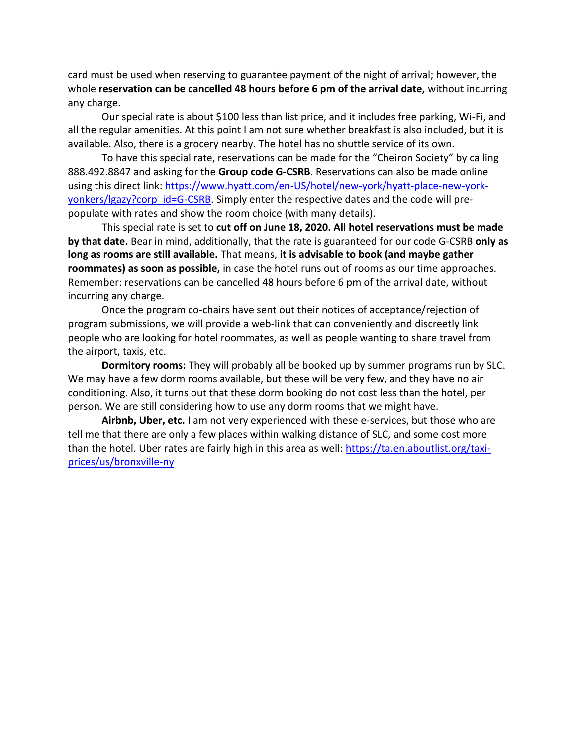card must be used when reserving to guarantee payment of the night of arrival; however, the whole **reservation can be cancelled 48 hours before 6 pm of the arrival date,** without incurring any charge.

Our special rate is about $100 less than list price, and it includes free parking, Wi-Fi, and all the regular amenities. At this point I am not sure whether breakfast is also included, but it is available. Also, there is a grocery nearby. The hotel has no shuttle service of its own.

To have this special rate, reservations can be made for the "Cheiron Society" by calling 888.492.8847 and asking for the **Group code G-CSRB**. Reservations can also be made online using this direct link: [https://www.hyatt.com/en-US/hotel/new-york/hyatt-place-new-york-yonkers/lgazy?corp_id=G-CSRB](https://www.hyatt.com/en-US/hotel/new-york/hyatt-place-new-york-yonkers/lgazy?corp_id=G-CSRB). Simply enter the respective dates and the code will pre-populate with rates and show the room choice (with many details).

This special rate is set to **cut off on June 18, 2020. All hotel reservations must be made by that date.** Bear in mind, additionally, that the rate is guaranteed for our code G-CSRB **only as long as rooms are still available.** That means, **it is advisable to book (and maybe gather roommates) as soon as possible,** in case the hotel runs out of rooms as our time approaches. Remember: reservations can be cancelled 48 hours before 6 pm of the arrival date, without incurring any charge.

Once the program co-chairs have sent out their notices of acceptance/rejection of program submissions, we will provide a web-link that can conveniently and discreetly link people who are looking for hotel roommates, as well as people wanting to share travel from the airport, taxis, etc.

**Dormitory rooms:** They will probably all be booked up by summer programs run by SLC. We may have a few dorm rooms available, but these will be very few, and they have no air conditioning. Also, it turns out that these dorm booking do not cost less than the hotel, per person. We are still considering how to use any dorm rooms that we might have.

**Airbnb, Uber, etc.** I am not very experienced with these e-services, but those who are tell me that there are only a few places within walking distance of SLC, and some cost more than the hotel. Uber rates are fairly high in this area as well: [https://ta.en.aboutlist.org/taxi-prices/us/bronxville-ny](https://ta.en.aboutlist.org/taxi-prices/us/bronxville-ny)